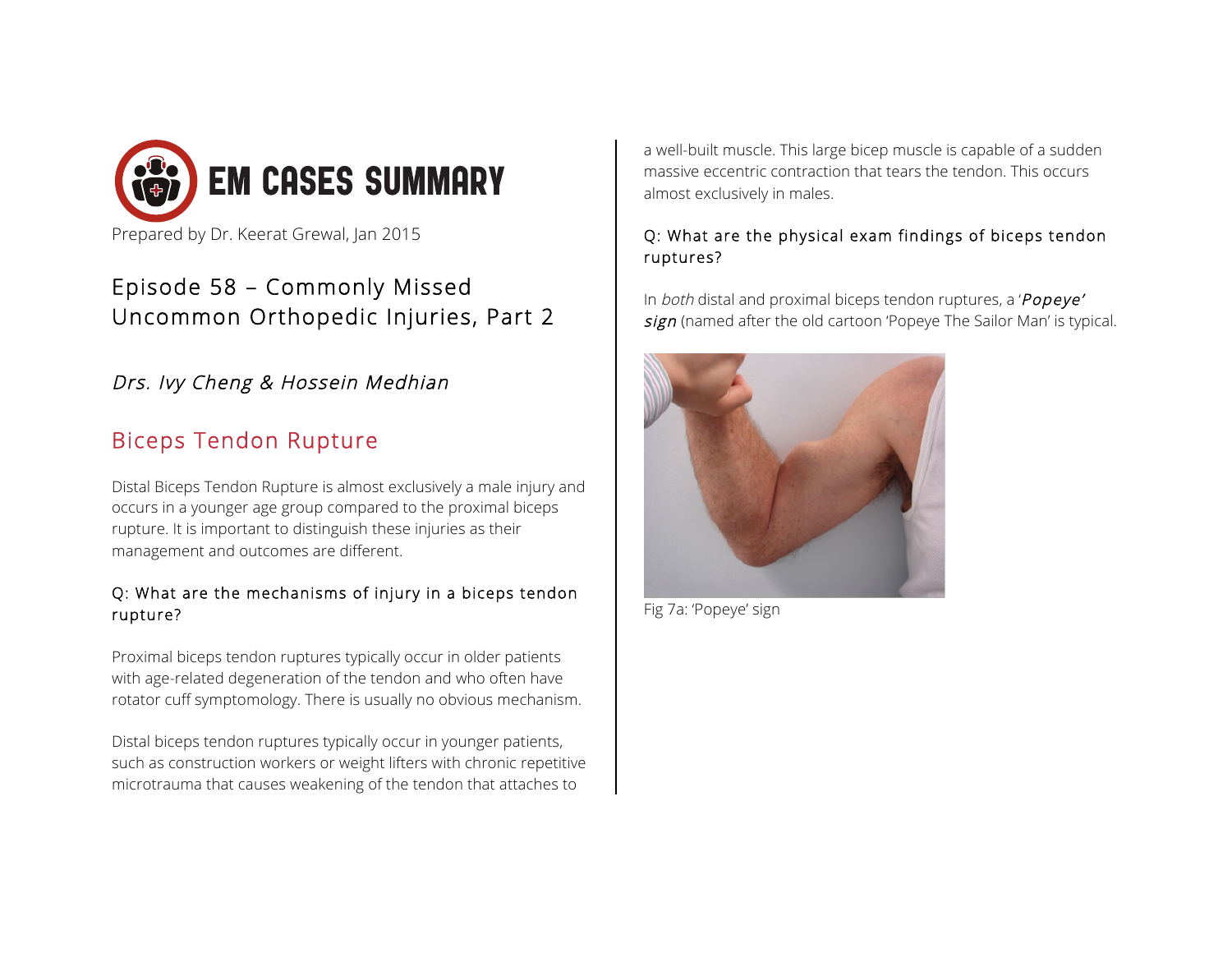# EM CASES SUMMARY

Prepared by Dr. Keerat Grewal, Jan 2015

## Episode 58 – Commonly Missed Uncommon Orthopedic Injuries, Part 2

*Drs. Ivy Cheng & Hossein Medhian*

## Biceps Tendon Rupture

Distal Biceps Tendon Rupture is almost exclusively a male injury and occurs in a younger age group compared to the proximal biceps rupture. It is important to distinguish these injuries as their management and outcomes are different.

### Q: What are the mechanisms of injury in a biceps tendon rupture?

Proximal biceps tendon ruptures typically occur in older patients with age-related degeneration of the tendon and who often have rotator cuff symptomology. There is usually no obvious mechanism.

Distal biceps tendon ruptures typically occur in younger patients, such as construction workers or weight lifters with chronic repetitive microtrauma that causes weakening of the tendon that attaches to a well-built muscle. This large bicep muscle is capable of a sudden massive eccentric contraction that tears the tendon. This occurs almost exclusively in males.

### Q: What are the physical exam findings of biceps tendon ruptures?

In *both* distal and proximal biceps tendon ruptures, a '***Popeye' sign*** (named after the old cartoon 'Popeye The Sailor Man' is typical.

Fig 7a: 'Popeye' sign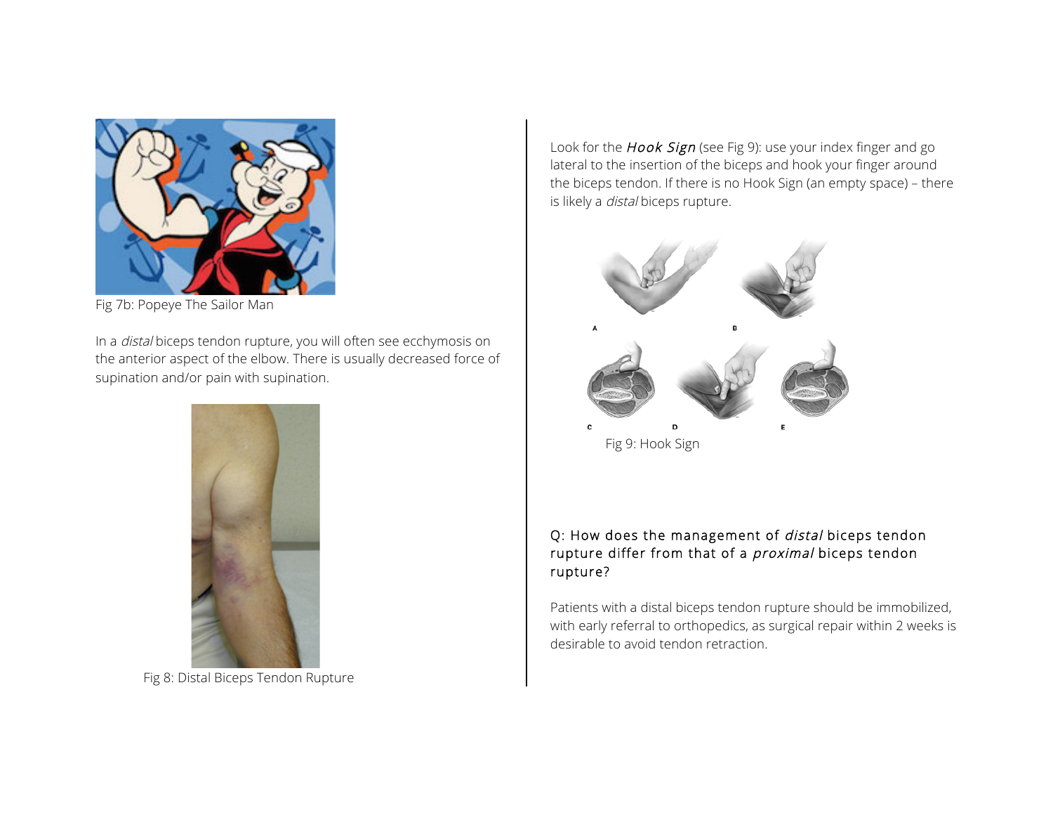Fig 7b: Popeye The Sailor Man

In a *distal* biceps tendon rupture, you will often see ecchymosis on the anterior aspect of the elbow. There is usually decreased force of supination and/or pain with supination.

Fig 8: Distal Biceps Tendon Rupture

Look for the ***Hook Sign*** (see Fig 9): use your index finger and go lateral to the insertion of the biceps and hook your finger around the biceps tendon. If there is no Hook Sign (an empty space) – there is likely a *distal* biceps rupture.

Fig 9: Hook Sign

### Q: How does the management of *distal* biceps tendon rupture differ from that of a *proximal* biceps tendon rupture?

Patients with a distal biceps tendon rupture should be immobilized, with early referral to orthopedics, as surgical repair within 2 weeks is desirable to avoid tendon retraction.